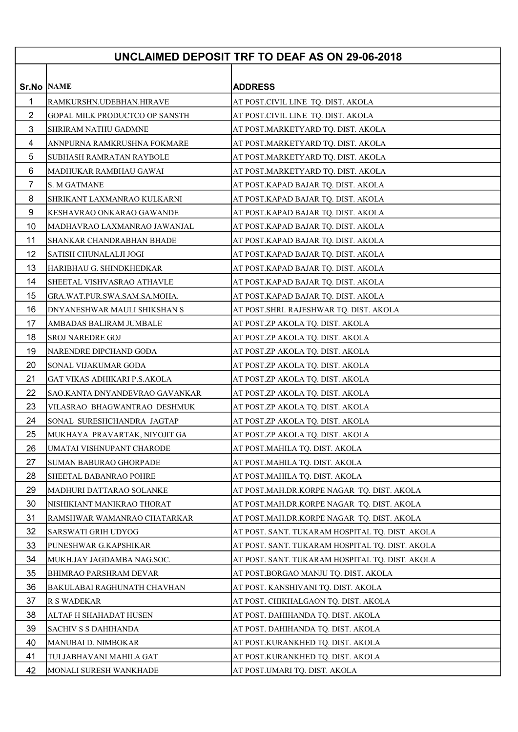# UNCLAIMED DEPOSIT TRF TO DEAF AS ON 29-06-2018

| Sr.No | NAME | ADDRESS |
|---|---|---|
| 1 | RAMKURSHN.UDEBHAN.HIRAVE | AT POST.CIVIL LINE TQ. DIST. AKOLA |
| 2 | GOPAL MILK PRODUCTCO OP SANSTH | AT POST.CIVIL LINE TQ. DIST. AKOLA |
| 3 | SHRIRAM NATHU GADMNE | AT POST.MARKETYARD TQ. DIST. AKOLA |
| 4 | ANNPURNA RAMKRUSHNA FOKMARE | AT POST.MARKETYARD TQ. DIST. AKOLA |
| 5 | SUBHASH RAMRATAN RAYBOLE | AT POST.MARKETYARD TQ. DIST. AKOLA |
| 6 | MADHUKAR RAMBHAU GAWAI | AT POST.MARKETYARD TQ. DIST. AKOLA |
| 7 | S. M GATMANE | AT POST.KAPAD BAJAR TQ. DIST. AKOLA |
| 8 | SHRIKANT LAXMANRAO KULKARNI | AT POST.KAPAD BAJAR TQ. DIST. AKOLA |
| 9 | KESHAVRAO ONKARAO GAWANDE | AT POST.KAPAD BAJAR TQ. DIST. AKOLA |
| 10 | MADHAVRAO LAXMANRAO JAWANJAL | AT POST.KAPAD BAJAR TQ. DIST. AKOLA |
| 11 | SHANKAR CHANDRABHAN BHADE | AT POST.KAPAD BAJAR TQ. DIST. AKOLA |
| 12 | SATISH CHUNALALJI JOGI | AT POST.KAPAD BAJAR TQ. DIST. AKOLA |
| 13 | HARIBHAU G. SHINDKHEDKAR | AT POST.KAPAD BAJAR TQ. DIST. AKOLA |
| 14 | SHEETAL VISHVASRAO ATHAVLE | AT POST.KAPAD BAJAR TQ. DIST. AKOLA |
| 15 | GRA.WAT.PUR.SWA.SAM.SA.MOHA. | AT POST.KAPAD BAJAR TQ. DIST. AKOLA |
| 16 | DNYANESHWAR MAULI SHIKSHAN S | AT POST.SHRI. RAJESHWAR TQ. DIST. AKOLA |
| 17 | AMBADAS BALIRAM JUMBALE | AT POST.ZP AKOLA TQ. DIST. AKOLA |
| 18 | SROJ NAREDRE GOJ | AT POST.ZP AKOLA TQ. DIST. AKOLA |
| 19 | NARENDRE DIPCHAND GODA | AT POST.ZP AKOLA TQ. DIST. AKOLA |
| 20 | SONAL VIJAKUMAR GODA | AT POST.ZP AKOLA TQ. DIST. AKOLA |
| 21 | GAT VIKAS ADHIKARI P.S.AKOLA | AT POST.ZP AKOLA TQ. DIST. AKOLA |
| 22 | SAO.KANTA DNYANDEVRAO GAVANKAR | AT POST.ZP AKOLA TQ. DIST. AKOLA |
| 23 | VILASRAO BHAGWANTRAO DESHMUK | AT POST.ZP AKOLA TQ. DIST. AKOLA |
| 24 | SONAL SURESHCHANDRA JAGTAP | AT POST.ZP AKOLA TQ. DIST. AKOLA |
| 25 | MUKHAYA PRAVARTAK, NIYOJIT GA | AT POST.ZP AKOLA TQ. DIST. AKOLA |
| 26 | UMATAI VISHNUPANT CHARODE | AT POST.MAHILA TQ. DIST. AKOLA |
| 27 | SUMAN BABURAO GHORPADE | AT POST.MAHILA TQ. DIST. AKOLA |
| 28 | SHEETAL BABANRAO POHRE | AT POST.MAHILA TQ. DIST. AKOLA |
| 29 | MADHURI DATTARAO SOLANKE | AT POST.MAH.DR.KORPE NAGAR TQ. DIST. AKOLA |
| 30 | NISHIKIANT MANIKRAO THORAT | AT POST.MAH.DR.KORPE NAGAR TQ. DIST. AKOLA |
| 31 | RAMSHWAR WAMANRAO CHATARKAR | AT POST.MAH.DR.KORPE NAGAR TQ. DIST. AKOLA |
| 32 | SARSWATI GRIH UDYOG | AT POST. SANT. TUKARAM HOSPITAL TQ. DIST. AKOLA |
| 33 | PUNESHWAR G.KAPSHIKAR | AT POST. SANT. TUKARAM HOSPITAL TQ. DIST. AKOLA |
| 34 | MUKH.JAY JAGDAMBA NAG.SOC. | AT POST. SANT. TUKARAM HOSPITAL TQ. DIST. AKOLA |
| 35 | BHIMRAO PARSHRAM DEVAR | AT POST.BORGAO MANJU TQ. DIST. AKOLA |
| 36 | BAKULABAI RAGHUNATH CHAVHAN | AT POST. KANSHIVANI TQ. DIST. AKOLA |
| 37 | R S WADEKAR | AT POST. CHIKHALGAON TQ. DIST. AKOLA |
| 38 | ALTAF H SHAHADAT HUSEN | AT POST. DAHIHANDA TQ. DIST. AKOLA |
| 39 | SACHIV S S DAHIHANDA | AT POST. DAHIHANDA TQ. DIST. AKOLA |
| 40 | MANUBAI D. NIMBOKAR | AT POST.KURANKHED TQ. DIST. AKOLA |
| 41 | TULJABHAVANI MAHILA GAT | AT POST.KURANKHED TQ. DIST. AKOLA |
| 42 | MONALI SURESH WANKHADE | AT POST.UMARI TQ. DIST. AKOLA |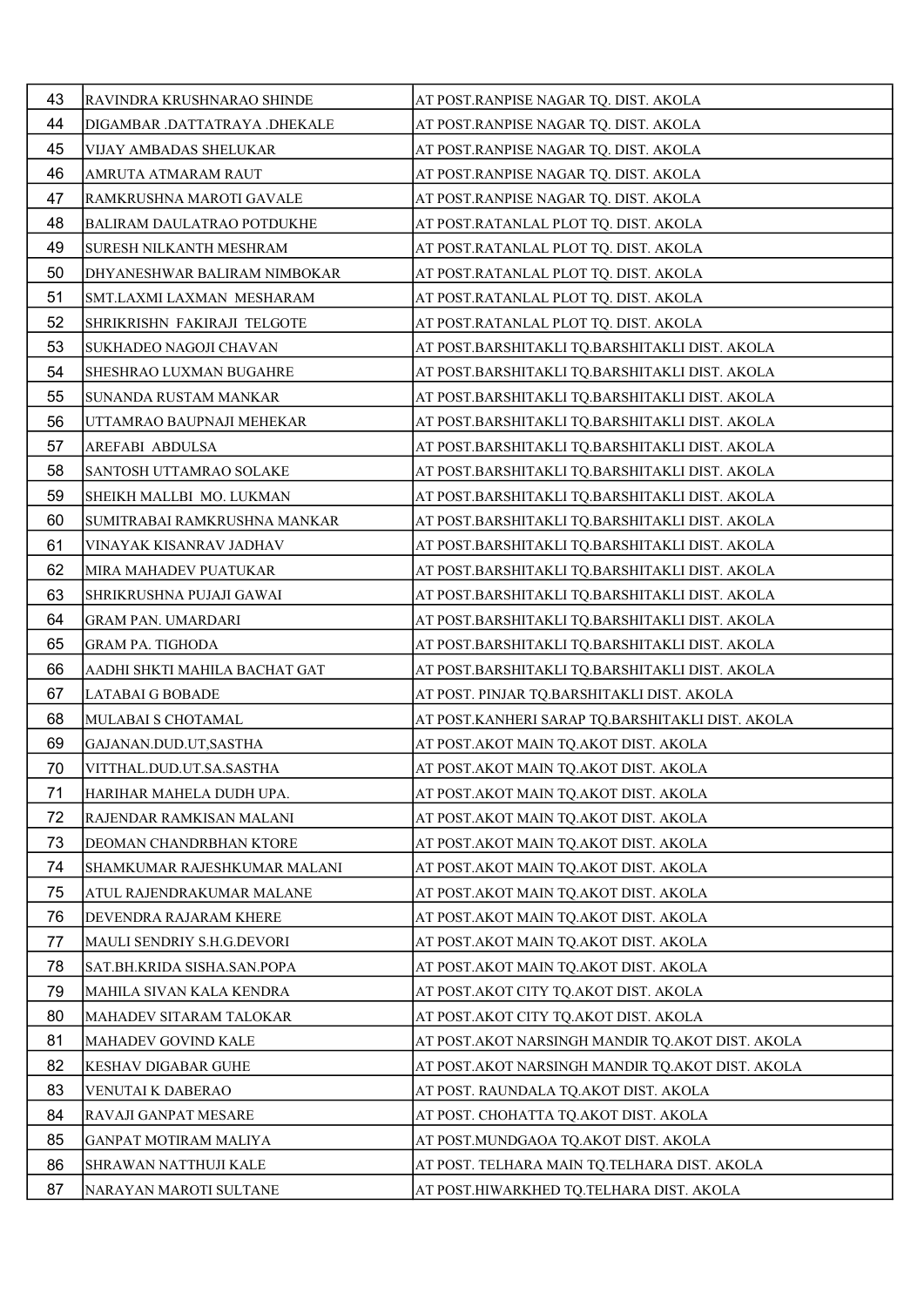| 43 | RAVINDRA KRUSHNARAO SHINDE | AT POST.RANPISE NAGAR TQ. DIST. AKOLA |
|---|---|---|
| 44 | DIGAMBAR .DATTATRAYA .DHEKALE | AT POST.RANPISE NAGAR TQ. DIST. AKOLA |
| 45 | VIJAY AMBADAS SHELUKAR | AT POST.RANPISE NAGAR TQ. DIST. AKOLA |
| 46 | AMRUTA ATMARAM RAUT | AT POST.RANPISE NAGAR TQ. DIST. AKOLA |
| 47 | RAMKRUSHNA MAROTI GAVALE | AT POST.RANPISE NAGAR TQ. DIST. AKOLA |
| 48 | BALIRAM DAULATRAO POTDUKHE | AT POST.RATANLAL PLOT TQ. DIST. AKOLA |
| 49 | SURESH NILKANTH MESHRAM | AT POST.RATANLAL PLOT TQ. DIST. AKOLA |
| 50 | DHYANESHWAR BALIRAM NIMBOKAR | AT POST.RATANLAL PLOT TQ. DIST. AKOLA |
| 51 | SMT.LAXMI LAXMAN MESHARAM | AT POST.RATANLAL PLOT TQ. DIST. AKOLA |
| 52 | SHRIKRISHN FAKIRAJI TELGOTE | AT POST.RATANLAL PLOT TQ. DIST. AKOLA |
| 53 | SUKHADEO NAGOJI CHAVAN | AT POST.BARSHITAKLI TQ.BARSHITAKLI DIST. AKOLA |
| 54 | SHESHRAO LUXMAN BUGAHRE | AT POST.BARSHITAKLI TQ.BARSHITAKLI DIST. AKOLA |
| 55 | SUNANDA RUSTAM MANKAR | AT POST.BARSHITAKLI TQ.BARSHITAKLI DIST. AKOLA |
| 56 | UTTAMRAO BAUPNAJI MEHEKAR | AT POST.BARSHITAKLI TQ.BARSHITAKLI DIST. AKOLA |
| 57 | AREFABI ABDULSA | AT POST.BARSHITAKLI TQ.BARSHITAKLI DIST. AKOLA |
| 58 | SANTOSH UTTAMRAO SOLAKE | AT POST.BARSHITAKLI TQ.BARSHITAKLI DIST. AKOLA |
| 59 | SHEIKH MALLBI MO. LUKMAN | AT POST.BARSHITAKLI TQ.BARSHITAKLI DIST. AKOLA |
| 60 | SUMITRABAI RAMKRUSHNA MANKAR | AT POST.BARSHITAKLI TQ.BARSHITAKLI DIST. AKOLA |
| 61 | VINAYAK KISANRAV JADHAV | AT POST.BARSHITAKLI TQ.BARSHITAKLI DIST. AKOLA |
| 62 | MIRA MAHADEV PUATUKAR | AT POST.BARSHITAKLI TQ.BARSHITAKLI DIST. AKOLA |
| 63 | SHRIKRUSHNA PUJAJI GAWAI | AT POST.BARSHITAKLI TQ.BARSHITAKLI DIST. AKOLA |
| 64 | GRAM PAN. UMARDARI | AT POST.BARSHITAKLI TQ.BARSHITAKLI DIST. AKOLA |
| 65 | GRAM PA. TIGHODA | AT POST.BARSHITAKLI TQ.BARSHITAKLI DIST. AKOLA |
| 66 | AADHI SHKTI MAHILA BACHAT GAT | AT POST.BARSHITAKLI TQ.BARSHITAKLI DIST. AKOLA |
| 67 | LATABAI G BOBADE | AT POST. PINJAR TQ.BARSHITAKLI DIST. AKOLA |
| 68 | MULABAI S CHOTAMAL | AT POST.KANHERI SARAP TQ.BARSHITAKLI DIST. AKOLA |
| 69 | GAJANAN.DUD.UT,SASTHA | AT POST.AKOT MAIN TQ.AKOT DIST. AKOLA |
| 70 | VITTHAL.DUD.UT.SA.SASTHA | AT POST.AKOT MAIN TQ.AKOT DIST. AKOLA |
| 71 | HARIHAR MAHELA DUDH UPA. | AT POST.AKOT MAIN TQ.AKOT DIST. AKOLA |
| 72 | RAJENDAR RAMKISAN MALANI | AT POST.AKOT MAIN TQ.AKOT DIST. AKOLA |
| 73 | DEOMAN CHANDRBHAN KTORE | AT POST.AKOT MAIN TQ.AKOT DIST. AKOLA |
| 74 | SHAMKUMAR RAJESHKUMAR MALANI | AT POST.AKOT MAIN TQ.AKOT DIST. AKOLA |
| 75 | ATUL RAJENDRAKUMAR MALANE | AT POST.AKOT MAIN TQ.AKOT DIST. AKOLA |
| 76 | DEVENDRA RAJARAM KHERE | AT POST.AKOT MAIN TQ.AKOT DIST. AKOLA |
| 77 | MAULI SENDRIY S.H.G.DEVORI | AT POST.AKOT MAIN TQ.AKOT DIST. AKOLA |
| 78 | SAT.BH.KRIDA SISHA.SAN.POPA | AT POST.AKOT MAIN TQ.AKOT DIST. AKOLA |
| 79 | MAHILA SIVAN KALA KENDRA | AT POST.AKOT CITY TQ.AKOT DIST. AKOLA |
| 80 | MAHADEV SITARAM TALOKAR | AT POST.AKOT CITY TQ.AKOT DIST. AKOLA |
| 81 | MAHADEV GOVIND KALE | AT POST.AKOT NARSINGH MANDIR TQ.AKOT DIST. AKOLA |
| 82 | KESHAV DIGABAR GUHE | AT POST.AKOT NARSINGH MANDIR TQ.AKOT DIST. AKOLA |
| 83 | VENUTAI K DABERAO | AT POST. RAUNDALA TQ.AKOT DIST. AKOLA |
| 84 | RAVAJI GANPAT MESARE | AT POST. CHOHATTA TQ.AKOT DIST. AKOLA |
| 85 | GANPAT MOTIRAM MALIYA | AT POST.MUNDGAOA TQ.AKOT DIST. AKOLA |
| 86 | SHRAWAN NATTHUJI KALE | AT POST. TELHARA MAIN TQ.TELHARA DIST. AKOLA |
| 87 | NARAYAN MAROTI SULTANE | AT POST.HIWARKHED TQ.TELHARA DIST. AKOLA |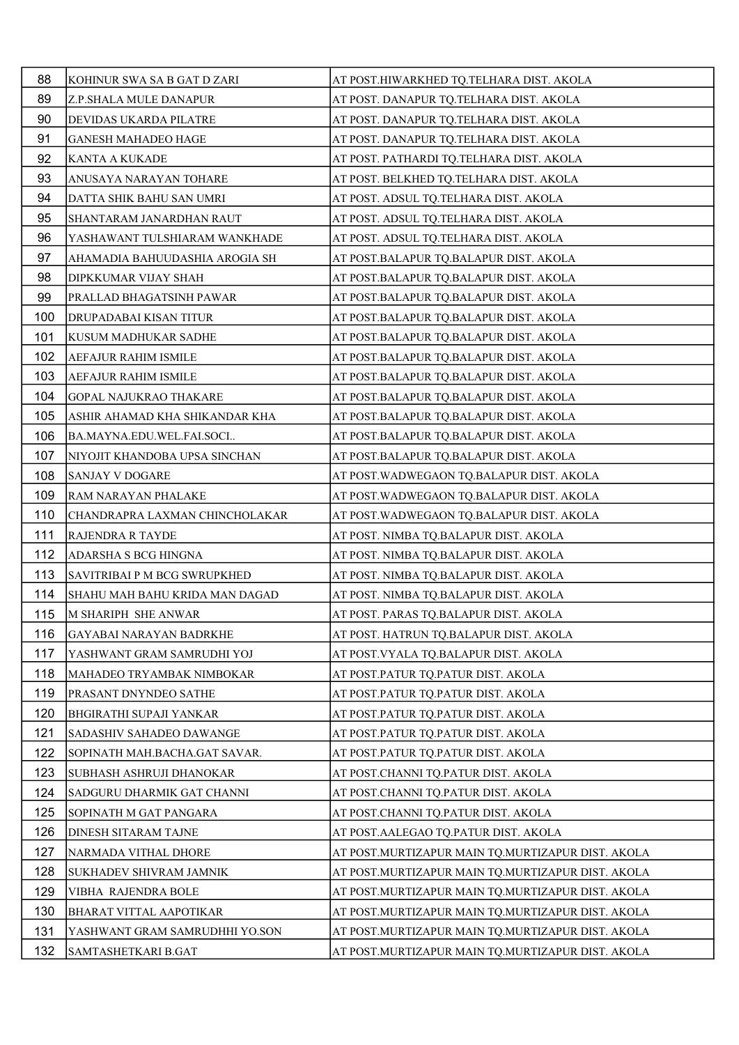| | | |
|---|---|---|
| 88 | KOHINUR SWA SA B GAT D ZARI | AT POST.HIWARKHED TQ.TELHARA DIST. AKOLA |
| 89 | Z.P.SHALA MULE DANAPUR | AT POST. DANAPUR TQ.TELHARA DIST. AKOLA |
| 90 | DEVIDAS UKARDA PILATRE | AT POST. DANAPUR TQ.TELHARA DIST. AKOLA |
| 91 | GANESH MAHADEO HAGE | AT POST. DANAPUR TQ.TELHARA DIST. AKOLA |
| 92 | KANTA A KUKADE | AT POST. PATHARDI TQ.TELHARA DIST. AKOLA |
| 93 | ANUSAYA NARAYAN TOHARE | AT POST. BELKHED TQ.TELHARA DIST. AKOLA |
| 94 | DATTA SHIK BAHU SAN UMRI | AT POST. ADSUL TQ.TELHARA DIST. AKOLA |
| 95 | SHANTARAM JANARDHAN RAUT | AT POST. ADSUL TQ.TELHARA DIST. AKOLA |
| 96 | YASHAWANT TULSHIARAM WANKHADE | AT POST. ADSUL TQ.TELHARA DIST. AKOLA |
| 97 | AHAMADIA BAHUUDASHIA AROGIA SH | AT POST.BALAPUR TQ.BALAPUR DIST. AKOLA |
| 98 | DIPKKUMAR VIJAY SHAH | AT POST.BALAPUR TQ.BALAPUR DIST. AKOLA |
| 99 | PRALLAD BHAGATSINH PAWAR | AT POST.BALAPUR TQ.BALAPUR DIST. AKOLA |
| 100 | DRUPADABAI KISAN TITUR | AT POST.BALAPUR TQ.BALAPUR DIST. AKOLA |
| 101 | KUSUM MADHUKAR SADHE | AT POST.BALAPUR TQ.BALAPUR DIST. AKOLA |
| 102 | AEFAJUR RAHIM ISMILE | AT POST.BALAPUR TQ.BALAPUR DIST. AKOLA |
| 103 | AEFAJUR RAHIM ISMILE | AT POST.BALAPUR TQ.BALAPUR DIST. AKOLA |
| 104 | GOPAL NAJUKRAO THAKARE | AT POST.BALAPUR TQ.BALAPUR DIST. AKOLA |
| 105 | ASHIR AHAMAD KHA SHIKANDAR KHA | AT POST.BALAPUR TQ.BALAPUR DIST. AKOLA |
| 106 | BA.MAYNA.EDU.WEL.FAI.SOCI.. | AT POST.BALAPUR TQ.BALAPUR DIST. AKOLA |
| 107 | NIYOJIT KHANDOBA UPSA SINCHAN | AT POST.BALAPUR TQ.BALAPUR DIST. AKOLA |
| 108 | SANJAY V DOGARE | AT POST.WADWEGAON TQ.BALAPUR DIST. AKOLA |
| 109 | RAM NARAYAN PHALAKE | AT POST.WADWEGAON TQ.BALAPUR DIST. AKOLA |
| 110 | CHANDRAPRA LAXMAN CHINCHOLAKAR | AT POST.WADWEGAON TQ.BALAPUR DIST. AKOLA |
| 111 | RAJENDRA R TAYDE | AT POST. NIMBA TQ.BALAPUR DIST. AKOLA |
| 112 | ADARSHA S BCG HINGNA | AT POST. NIMBA TQ.BALAPUR DIST. AKOLA |
| 113 | SAVITRIBAI P M BCG SWRUPKHED | AT POST. NIMBA TQ.BALAPUR DIST. AKOLA |
| 114 | SHAHU MAH BAHU KRIDA MAN DAGAD | AT POST. NIMBA TQ.BALAPUR DIST. AKOLA |
| 115 | M SHARIPH SHE ANWAR | AT POST. PARAS TQ.BALAPUR DIST. AKOLA |
| 116 | GAYABAI NARAYAN BADRKHE | AT POST. HATRUN TQ.BALAPUR DIST. AKOLA |
| 117 | YASHWANT GRAM SAMRUDHI YOJ | AT POST.VYALA TQ.BALAPUR DIST. AKOLA |
| 118 | MAHADEO TRYAMBAK NIMBOKAR | AT POST.PATUR TQ.PATUR DIST. AKOLA |
| 119 | PRASANT DNYNDEO SATHE | AT POST.PATUR TQ.PATUR DIST. AKOLA |
| 120 | BHGIRATHI SUPAJI YANKAR | AT POST.PATUR TQ.PATUR DIST. AKOLA |
| 121 | SADASHIV SAHADEO DAWANGE | AT POST.PATUR TQ.PATUR DIST. AKOLA |
| 122 | SOPINATH MAH.BACHA.GAT SAVAR. | AT POST.PATUR TQ.PATUR DIST. AKOLA |
| 123 | SUBHASH ASHRUJI DHANOKAR | AT POST.CHANNI TQ.PATUR DIST. AKOLA |
| 124 | SADGURU DHARMIK GAT CHANNI | AT POST.CHANNI TQ.PATUR DIST. AKOLA |
| 125 | SOPINATH M GAT PANGARA | AT POST.CHANNI TQ.PATUR DIST. AKOLA |
| 126 | DINESH SITARAM TAJNE | AT POST.AALEGAO TQ.PATUR DIST. AKOLA |
| 127 | NARMADA VITHAL DHORE | AT POST.MURTIZAPUR MAIN TQ.MURTIZAPUR DIST. AKOLA |
| 128 | SUKHADEV SHIVRAM JAMNIK | AT POST.MURTIZAPUR MAIN TQ.MURTIZAPUR DIST. AKOLA |
| 129 | VIBHA RAJENDRA BOLE | AT POST.MURTIZAPUR MAIN TQ.MURTIZAPUR DIST. AKOLA |
| 130 | BHARAT VITTAL AAPOTIKAR | AT POST.MURTIZAPUR MAIN TQ.MURTIZAPUR DIST. AKOLA |
| 131 | YASHWANT GRAM SAMRUDHHI YO.SON | AT POST.MURTIZAPUR MAIN TQ.MURTIZAPUR DIST. AKOLA |
| 132 | SAMTASHETKARI B.GAT | AT POST.MURTIZAPUR MAIN TQ.MURTIZAPUR DIST. AKOLA |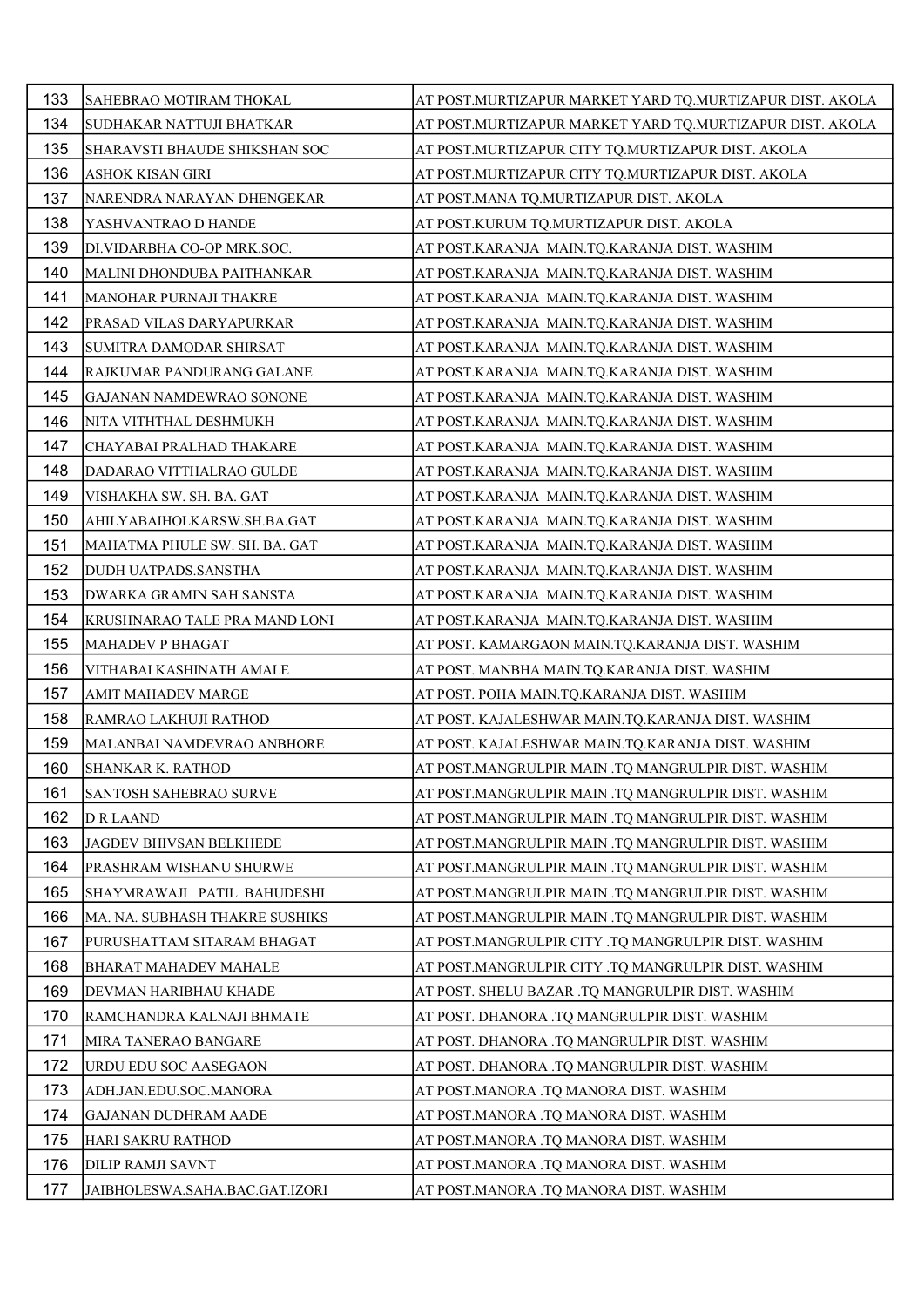| 133 | SAHEBRAO MOTIRAM THOKAL | AT POST.MURTIZAPUR MARKET YARD TQ.MURTIZAPUR DIST. AKOLA |
|---|---|---|
| 134 | SUDHAKAR NATTUJI BHATKAR | AT POST.MURTIZAPUR MARKET YARD TQ.MURTIZAPUR DIST. AKOLA |
| 135 | SHARAVSTI BHAUDE SHIKSHAN SOC | AT POST.MURTIZAPUR CITY TQ.MURTIZAPUR DIST. AKOLA |
| 136 | ASHOK KISAN GIRI | AT POST.MURTIZAPUR CITY TQ.MURTIZAPUR DIST. AKOLA |
| 137 | NARENDRA NARAYAN DHENGEKAR | AT POST.MANA TQ.MURTIZAPUR DIST. AKOLA |
| 138 | YASHVANTRAO D HANDE | AT POST.KURUM TQ.MURTIZAPUR DIST. AKOLA |
| 139 | DI.VIDARBHA CO-OP MRK.SOC. | AT POST.KARANJA MAIN.TQ.KARANJA DIST. WASHIM |
| 140 | MALINI DHONDUBA PAITHANKAR | AT POST.KARANJA MAIN.TQ.KARANJA DIST. WASHIM |
| 141 | MANOHAR PURNAJI THAKRE | AT POST.KARANJA MAIN.TQ.KARANJA DIST. WASHIM |
| 142 | PRASAD VILAS DARYAPURKAR | AT POST.KARANJA MAIN.TQ.KARANJA DIST. WASHIM |
| 143 | SUMITRA DAMODAR SHIRSAT | AT POST.KARANJA MAIN.TQ.KARANJA DIST. WASHIM |
| 144 | RAJKUMAR PANDURANG GALANE | AT POST.KARANJA MAIN.TQ.KARANJA DIST. WASHIM |
| 145 | GAJANAN NAMDEWRAO SONONE | AT POST.KARANJA MAIN.TQ.KARANJA DIST. WASHIM |
| 146 | NITA VITHTHAL DESHMUKH | AT POST.KARANJA MAIN.TQ.KARANJA DIST. WASHIM |
| 147 | CHAYABAI PRALHAD THAKARE | AT POST.KARANJA MAIN.TQ.KARANJA DIST. WASHIM |
| 148 | DADARAO VITTHALRAO GULDE | AT POST.KARANJA MAIN.TQ.KARANJA DIST. WASHIM |
| 149 | VISHAKHA SW. SH. BA. GAT | AT POST.KARANJA MAIN.TQ.KARANJA DIST. WASHIM |
| 150 | AHILYABAIHOLKARSW.SH.BA.GAT | AT POST.KARANJA MAIN.TQ.KARANJA DIST. WASHIM |
| 151 | MAHATMA PHULE SW. SH. BA. GAT | AT POST.KARANJA MAIN.TQ.KARANJA DIST. WASHIM |
| 152 | DUDH UATPADS.SANSTHA | AT POST.KARANJA MAIN.TQ.KARANJA DIST. WASHIM |
| 153 | DWARKA GRAMIN SAH SANSTA | AT POST.KARANJA MAIN.TQ.KARANJA DIST. WASHIM |
| 154 | KRUSHNARAO TALE PRA MAND LONI | AT POST.KARANJA MAIN.TQ.KARANJA DIST. WASHIM |
| 155 | MAHADEV P BHAGAT | AT POST. KAMARGAON MAIN.TQ.KARANJA DIST. WASHIM |
| 156 | VITHABAI KASHINATH AMALE | AT POST. MANBHA MAIN.TQ.KARANJA DIST. WASHIM |
| 157 | AMIT MAHADEV MARGE | AT POST. POHA MAIN.TQ.KARANJA DIST. WASHIM |
| 158 | RAMRAO LAKHUJI RATHOD | AT POST. KAJALESHWAR MAIN.TQ.KARANJA DIST. WASHIM |
| 159 | MALANBAI NAMDEVRAO ANBHORE | AT POST. KAJALESHWAR MAIN.TQ.KARANJA DIST. WASHIM |
| 160 | SHANKAR K. RATHOD | AT POST.MANGRULPIR MAIN .TQ MANGRULPIR DIST. WASHIM |
| 161 | SANTOSH SAHEBRAO SURVE | AT POST.MANGRULPIR MAIN .TQ MANGRULPIR DIST. WASHIM |
| 162 | D R LAAND | AT POST.MANGRULPIR MAIN .TQ MANGRULPIR DIST. WASHIM |
| 163 | JAGDEV BHIVSAN BELKHEDE | AT POST.MANGRULPIR MAIN .TQ MANGRULPIR DIST. WASHIM |
| 164 | PRASHRAM WISHANU SHURWE | AT POST.MANGRULPIR MAIN .TQ MANGRULPIR DIST. WASHIM |
| 165 | SHAYMRAWAJI PATIL BAHUDESHI | AT POST.MANGRULPIR MAIN .TQ MANGRULPIR DIST. WASHIM |
| 166 | MA. NA. SUBHASH THAKRE SUSHIKS | AT POST.MANGRULPIR MAIN .TQ MANGRULPIR DIST. WASHIM |
| 167 | PURUSHATTAM SITARAM BHAGAT | AT POST.MANGRULPIR CITY .TQ MANGRULPIR DIST. WASHIM |
| 168 | BHARAT MAHADEV MAHALE | AT POST.MANGRULPIR CITY .TQ MANGRULPIR DIST. WASHIM |
| 169 | DEVMAN HARIBHAU KHADE | AT POST. SHELU BAZAR .TQ MANGRULPIR DIST. WASHIM |
| 170 | RAMCHANDRA KALNAJI BHMATE | AT POST. DHANORA .TQ MANGRULPIR DIST. WASHIM |
| 171 | MIRA TANERAO BANGARE | AT POST. DHANORA .TQ MANGRULPIR DIST. WASHIM |
| 172 | URDU EDU SOC AASEGAON | AT POST. DHANORA .TQ MANGRULPIR DIST. WASHIM |
| 173 | ADH.JAN.EDU.SOC.MANORA | AT POST.MANORA .TQ MANORA DIST. WASHIM |
| 174 | GAJANAN DUDHRAM AADE | AT POST.MANORA .TQ MANORA DIST. WASHIM |
| 175 | HARI SAKRU RATHOD | AT POST.MANORA .TQ MANORA DIST. WASHIM |
| 176 | DILIP RAMJI SAVNT | AT POST.MANORA .TQ MANORA DIST. WASHIM |
| 177 | JAIBHOLESWA.SAHA.BAC.GAT.IZORI | AT POST.MANORA .TQ MANORA DIST. WASHIM |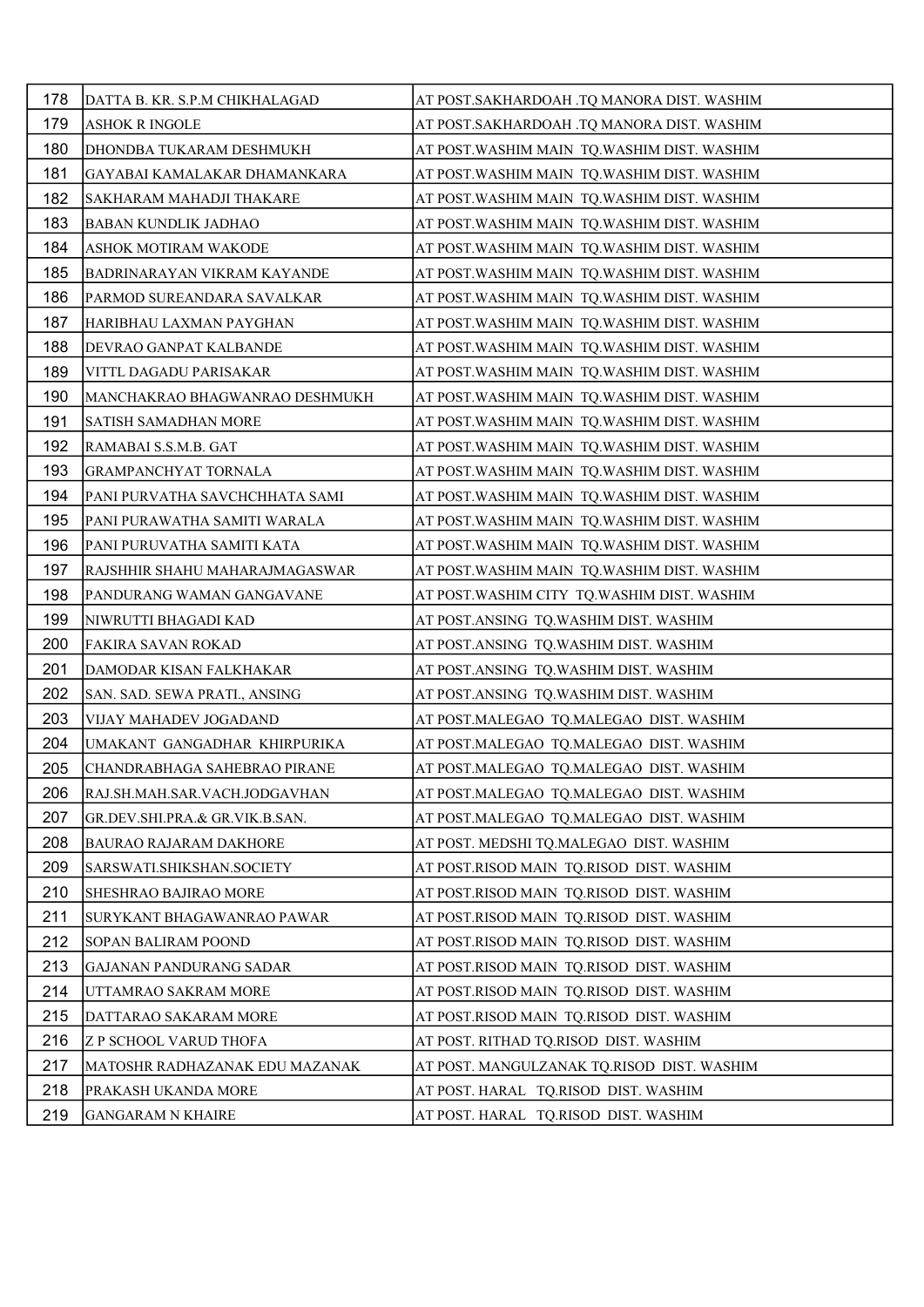| | | |
|---|---|---|
| 178 | DATTA B. KR. S.P.M CHIKHALAGAD | AT POST.SAKHARDOAH .TQ MANORA DIST. WASHIM |
| 179 | ASHOK R INGOLE | AT POST.SAKHARDOAH .TQ MANORA DIST. WASHIM |
| 180 | DHONDBA TUKARAM DESHMUKH | AT POST.WASHIM MAIN TQ.WASHIM DIST. WASHIM |
| 181 | GAYABAI KAMALAKAR DHAMANKARA | AT POST.WASHIM MAIN TQ.WASHIM DIST. WASHIM |
| 182 | SAKHARAM MAHADJI THAKARE | AT POST.WASHIM MAIN TQ.WASHIM DIST. WASHIM |
| 183 | BABAN KUNDLIK JADHAO | AT POST.WASHIM MAIN TQ.WASHIM DIST. WASHIM |
| 184 | ASHOK MOTIRAM WAKODE | AT POST.WASHIM MAIN TQ.WASHIM DIST. WASHIM |
| 185 | BADRINARAYAN VIKRAM KAYANDE | AT POST.WASHIM MAIN TQ.WASHIM DIST. WASHIM |
| 186 | PARMOD SUREANDARA SAVALKAR | AT POST.WASHIM MAIN TQ.WASHIM DIST. WASHIM |
| 187 | HARIBHAU LAXMAN PAYGHAN | AT POST.WASHIM MAIN TQ.WASHIM DIST. WASHIM |
| 188 | DEVRAO GANPAT KALBANDE | AT POST.WASHIM MAIN TQ.WASHIM DIST. WASHIM |
| 189 | VITTL DAGADU PARISAKAR | AT POST.WASHIM MAIN TQ.WASHIM DIST. WASHIM |
| 190 | MANCHAKRAO BHAGWANRAO DESHMUKH | AT POST.WASHIM MAIN TQ.WASHIM DIST. WASHIM |
| 191 | SATISH SAMADHAN MORE | AT POST.WASHIM MAIN TQ.WASHIM DIST. WASHIM |
| 192 | RAMABAI S.S.M.B. GAT | AT POST.WASHIM MAIN TQ.WASHIM DIST. WASHIM |
| 193 | GRAMPANCHYAT TORNALA | AT POST.WASHIM MAIN TQ.WASHIM DIST. WASHIM |
| 194 | PANI PURVATHA SAVCHCHHATA SAMI | AT POST.WASHIM MAIN TQ.WASHIM DIST. WASHIM |
| 195 | PANI PURAWATHA SAMITI WARALA | AT POST.WASHIM MAIN TQ.WASHIM DIST. WASHIM |
| 196 | PANI PURUVATHA SAMITI KATA | AT POST.WASHIM MAIN TQ.WASHIM DIST. WASHIM |
| 197 | RAJSHHIR SHAHU MAHARAJMAGASWAR | AT POST.WASHIM MAIN TQ.WASHIM DIST. WASHIM |
| 198 | PANDURANG WAMAN GANGAVANE | AT POST.WASHIM CITY TQ.WASHIM DIST. WASHIM |
| 199 | NIWRUTTI BHAGADI KAD | AT POST.ANSING TQ.WASHIM DIST. WASHIM |
| 200 | FAKIRA SAVAN ROKAD | AT POST.ANSING TQ.WASHIM DIST. WASHIM |
| 201 | DAMODAR KISAN FALKHAKAR | AT POST.ANSING TQ.WASHIM DIST. WASHIM |
| 202 | SAN. SAD. SEWA PRATI., ANSING | AT POST.ANSING TQ.WASHIM DIST. WASHIM |
| 203 | VIJAY MAHADEV JOGADAND | AT POST.MALEGAO TQ.MALEGAO DIST. WASHIM |
| 204 | UMAKANT GANGADHAR KHIRPURIKA | AT POST.MALEGAO TQ.MALEGAO DIST. WASHIM |
| 205 | CHANDRABHAGA SAHEBRAO PIRANE | AT POST.MALEGAO TQ.MALEGAO DIST. WASHIM |
| 206 | RAJ.SH.MAH.SAR.VACH.JODGAVHAN | AT POST.MALEGAO TQ.MALEGAO DIST. WASHIM |
| 207 | GR.DEV.SHI.PRA.& GR.VIK.B.SAN. | AT POST.MALEGAO TQ.MALEGAO DIST. WASHIM |
| 208 | BAURAO RAJARAM DAKHORE | AT POST. MEDSHI TQ.MALEGAO DIST. WASHIM |
| 209 | SARSWATI.SHIKSHAN.SOCIETY | AT POST.RISOD MAIN TQ.RISOD DIST. WASHIM |
| 210 | SHESHRAO BAJIRAO MORE | AT POST.RISOD MAIN TQ.RISOD DIST. WASHIM |
| 211 | SURYKANT BHAGAWANRAO PAWAR | AT POST.RISOD MAIN TQ.RISOD DIST. WASHIM |
| 212 | SOPAN BALIRAM POOND | AT POST.RISOD MAIN TQ.RISOD DIST. WASHIM |
| 213 | GAJANAN PANDURANG SADAR | AT POST.RISOD MAIN TQ.RISOD DIST. WASHIM |
| 214 | UTTAMRAO SAKRAM MORE | AT POST.RISOD MAIN TQ.RISOD DIST. WASHIM |
| 215 | DATTARAO SAKARAM MORE | AT POST.RISOD MAIN TQ.RISOD DIST. WASHIM |
| 216 | Z P SCHOOL VARUD THOFA | AT POST. RITHAD TQ.RISOD DIST. WASHIM |
| 217 | MATOSHR RADHAZANAK EDU MAZANAK | AT POST. MANGULZANAK TQ.RISOD DIST. WASHIM |
| 218 | PRAKASH UKANDA MORE | AT POST. HARAL TQ.RISOD DIST. WASHIM |
| 219 | GANGARAM N KHAIRE | AT POST. HARAL TQ.RISOD DIST. WASHIM |